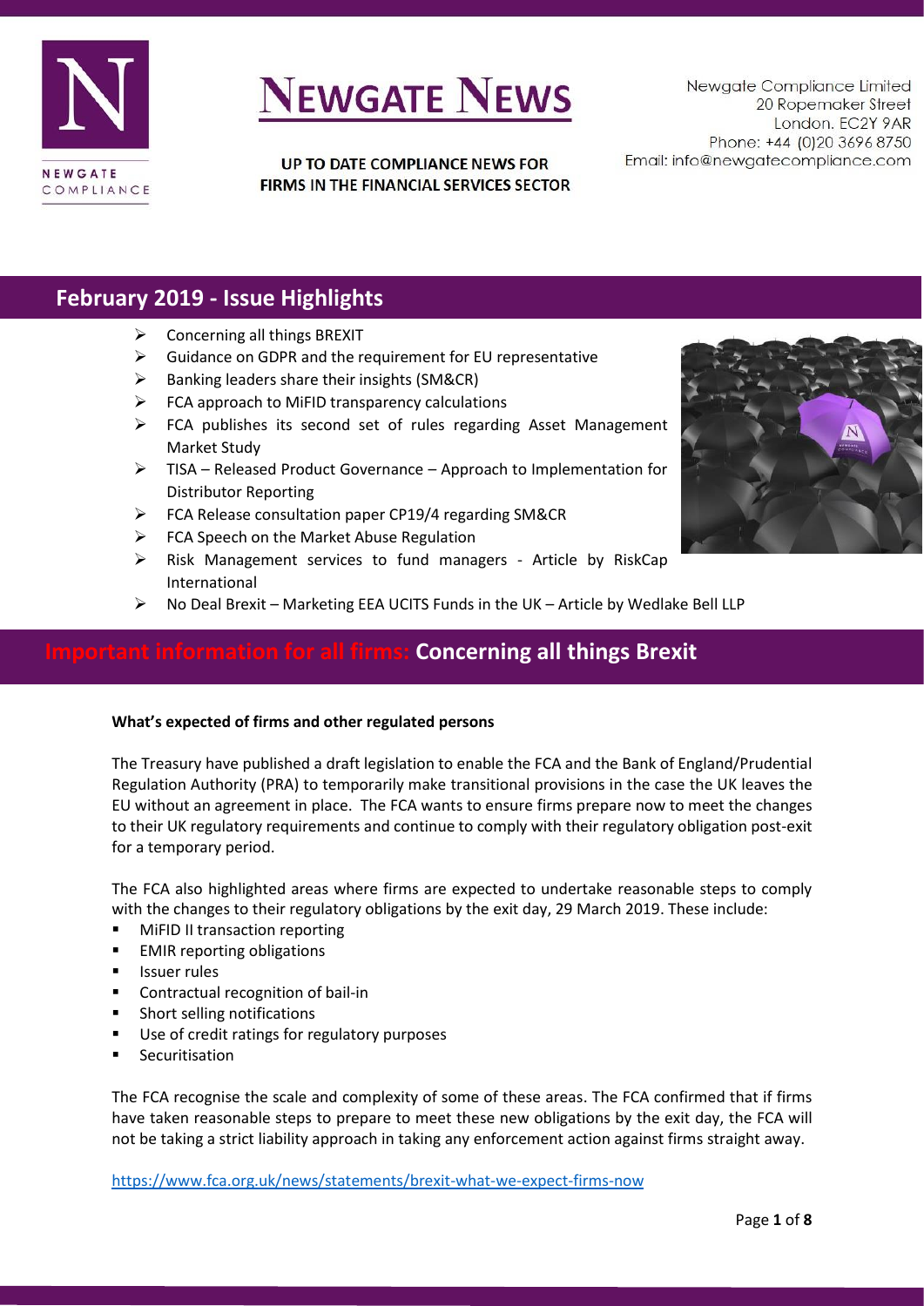# NEWGATE NEWS

UP TO DATE COMPLIANCE NEWS FOR FIRMS IN THE FINANCIAL SERVICES SECTOR

Newgate Compliance Limited
20 Ropemaker Street
London. EC2Y 9AR
Phone: +44 (0)20 3696 8750
Email: info@newgatecompliance.com

## February 2019 - Issue Highlights

- Concerning all things BREXIT
- Guidance on GDPR and the requirement for EU representative
- Banking leaders share their insights (SM&CR)
- FCA approach to MiFID transparency calculations
- FCA publishes its second set of rules regarding Asset Management Market Study
- TISA – Released Product Governance – Approach to Implementation for Distributor Reporting
- FCA Release consultation paper CP19/4 regarding SM&CR
- FCA Speech on the Market Abuse Regulation
- Risk Management services to fund managers - Article by RiskCap International
- No Deal Brexit – Marketing EEA UCITS Funds in the UK – Article by Wedlake Bell LLP

## Important information for all firms: Concerning all things Brexit

**What's expected of firms and other regulated persons**

The Treasury have published a draft legislation to enable the FCA and the Bank of England/Prudential Regulation Authority (PRA) to temporarily make transitional provisions in the case the UK leaves the EU without an agreement in place. The FCA wants to ensure firms prepare now to meet the changes to their UK regulatory requirements and continue to comply with their regulatory obligation post-exit for a temporary period.

The FCA also highlighted areas where firms are expected to undertake reasonable steps to comply with the changes to their regulatory obligations by the exit day, 29 March 2019. These include:

- MiFID II transaction reporting
- EMIR reporting obligations
- Issuer rules
- Contractual recognition of bail-in
- Short selling notifications
- Use of credit ratings for regulatory purposes
- Securitisation

The FCA recognise the scale and complexity of some of these areas. The FCA confirmed that if firms have taken reasonable steps to prepare to meet these new obligations by the exit day, the FCA will not be taking a strict liability approach in taking any enforcement action against firms straight away.

https://www.fca.org.uk/news/statements/brexit-what-we-expect-firms-now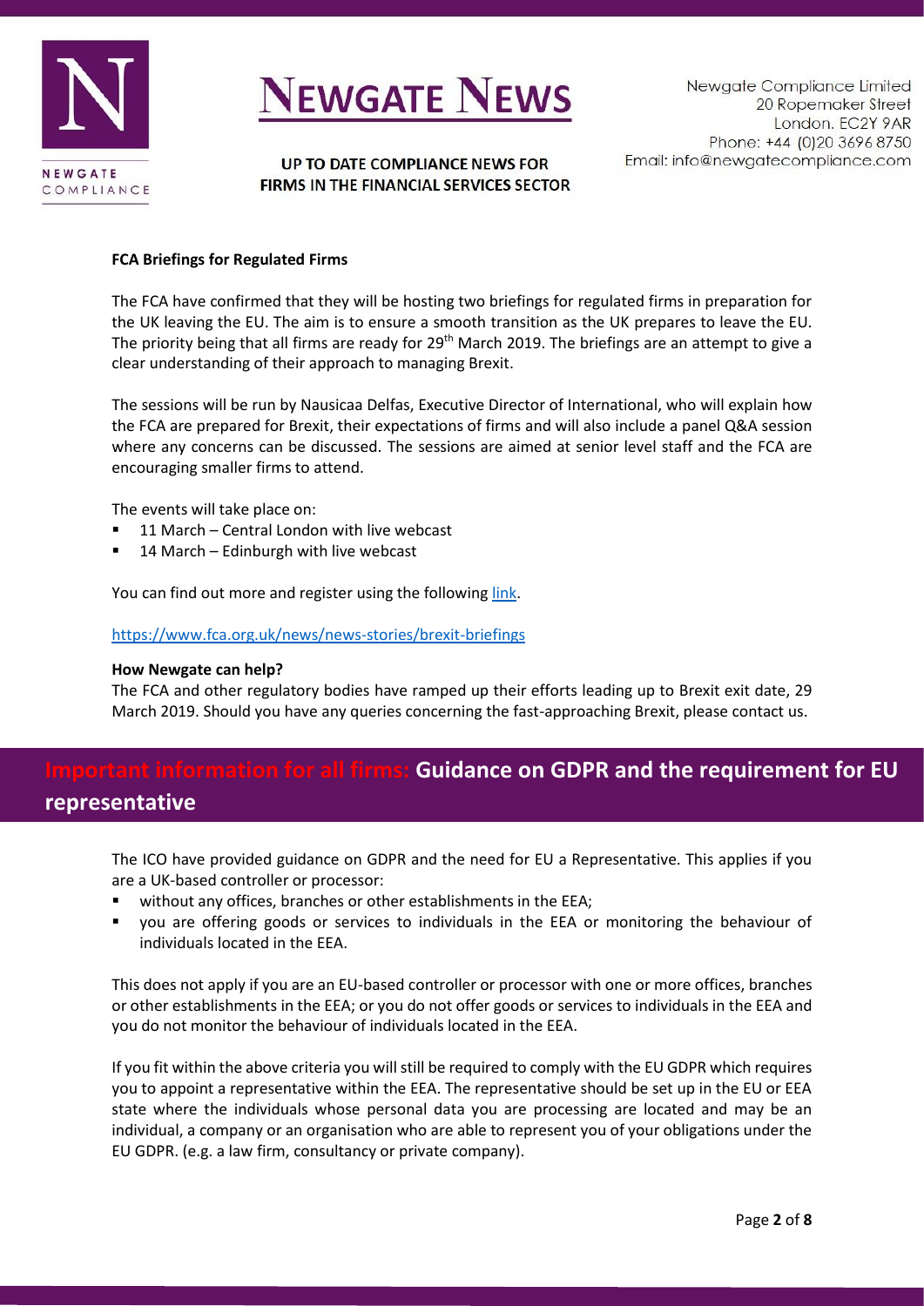**FCA Briefings for Regulated Firms**

The FCA have confirmed that they will be hosting two briefings for regulated firms in preparation for the UK leaving the EU. The aim is to ensure a smooth transition as the UK prepares to leave the EU. The priority being that all firms are ready for 29th March 2019. The briefings are an attempt to give a clear understanding of their approach to managing Brexit.

The sessions will be run by Nausicaa Delfas, Executive Director of International, who will explain how the FCA are prepared for Brexit, their expectations of firms and will also include a panel Q&A session where any concerns can be discussed. The sessions are aimed at senior level staff and the FCA are encouraging smaller firms to attend.

The events will take place on:

- 11 March – Central London with live webcast
- 14 March – Edinburgh with live webcast

You can find out more and register using the following link.

https://www.fca.org.uk/news/news-stories/brexit-briefings

**How Newgate can help?**

The FCA and other regulatory bodies have ramped up their efforts leading up to Brexit exit date, 29 March 2019. Should you have any queries concerning the fast-approaching Brexit, please contact us.

## Important information for all firms: Guidance on GDPR and the requirement for EU representative

The ICO have provided guidance on GDPR and the need for EU a Representative. This applies if you are a UK-based controller or processor:

- without any offices, branches or other establishments in the EEA;
- you are offering goods or services to individuals in the EEA or monitoring the behaviour of individuals located in the EEA.

This does not apply if you are an EU-based controller or processor with one or more offices, branches or other establishments in the EEA; or you do not offer goods or services to individuals in the EEA and you do not monitor the behaviour of individuals located in the EEA.

If you fit within the above criteria you will still be required to comply with the EU GDPR which requires you to appoint a representative within the EEA. The representative should be set up in the EU or EEA state where the individuals whose personal data you are processing are located and may be an individual, a company or an organisation who are able to represent you of your obligations under the EU GDPR. (e.g. a law firm, consultancy or private company).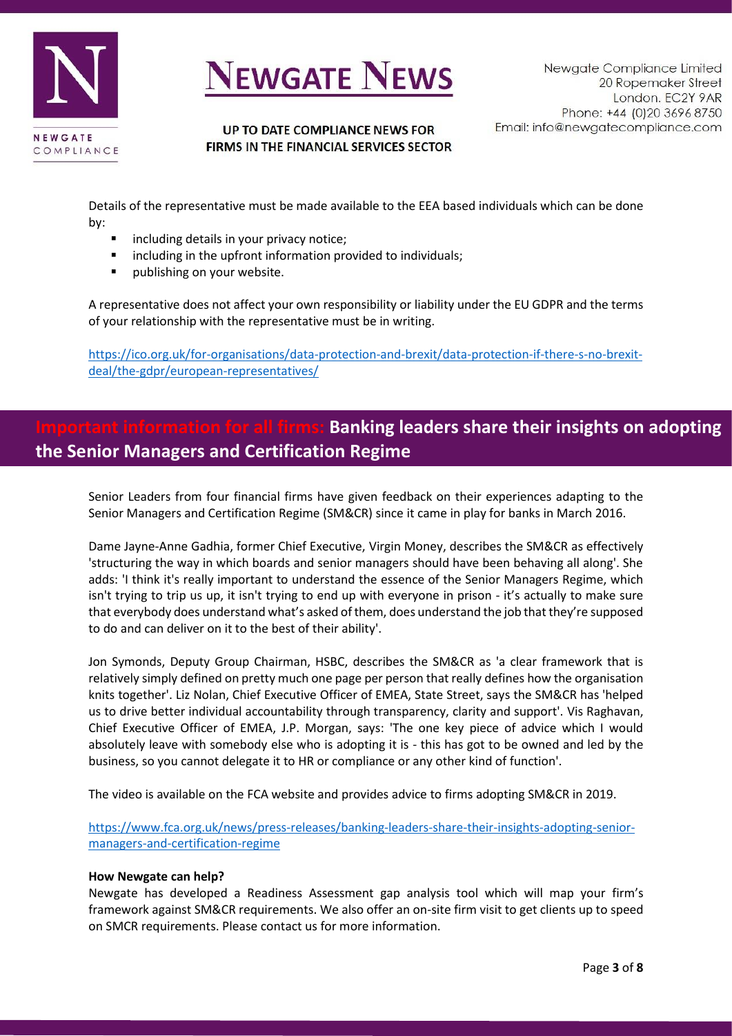Details of the representative must be made available to the EEA based individuals which can be done by:

- including details in your privacy notice;
- including in the upfront information provided to individuals;
- publishing on your website.

A representative does not affect your own responsibility or liability under the EU GDPR and the terms of your relationship with the representative must be in writing.

https://ico.org.uk/for-organisations/data-protection-and-brexit/data-protection-if-there-s-no-brexit-deal/the-gdpr/european-representatives/

## Important information for all firms: Banking leaders share their insights on adopting the Senior Managers and Certification Regime

Senior Leaders from four financial firms have given feedback on their experiences adapting to the Senior Managers and Certification Regime (SM&CR) since it came in play for banks in March 2016.

Dame Jayne-Anne Gadhia, former Chief Executive, Virgin Money, describes the SM&CR as effectively 'structuring the way in which boards and senior managers should have been behaving all along'. She adds: 'I think it's really important to understand the essence of the Senior Managers Regime, which isn't trying to trip us up, it isn't trying to end up with everyone in prison - it's actually to make sure that everybody does understand what's asked of them, does understand the job that they're supposed to do and can deliver on it to the best of their ability'.

Jon Symonds, Deputy Group Chairman, HSBC, describes the SM&CR as 'a clear framework that is relatively simply defined on pretty much one page per person that really defines how the organisation knits together'. Liz Nolan, Chief Executive Officer of EMEA, State Street, says the SM&CR has 'helped us to drive better individual accountability through transparency, clarity and support'. Vis Raghavan, Chief Executive Officer of EMEA, J.P. Morgan, says: 'The one key piece of advice which I would absolutely leave with somebody else who is adopting it is - this has got to be owned and led by the business, so you cannot delegate it to HR or compliance or any other kind of function'.

The video is available on the FCA website and provides advice to firms adopting SM&CR in 2019.

https://www.fca.org.uk/news/press-releases/banking-leaders-share-their-insights-adopting-senior-managers-and-certification-regime

**How Newgate can help?**

Newgate has developed a Readiness Assessment gap analysis tool which will map your firm's framework against SM&CR requirements. We also offer an on-site firm visit to get clients up to speed on SMCR requirements. Please contact us for more information.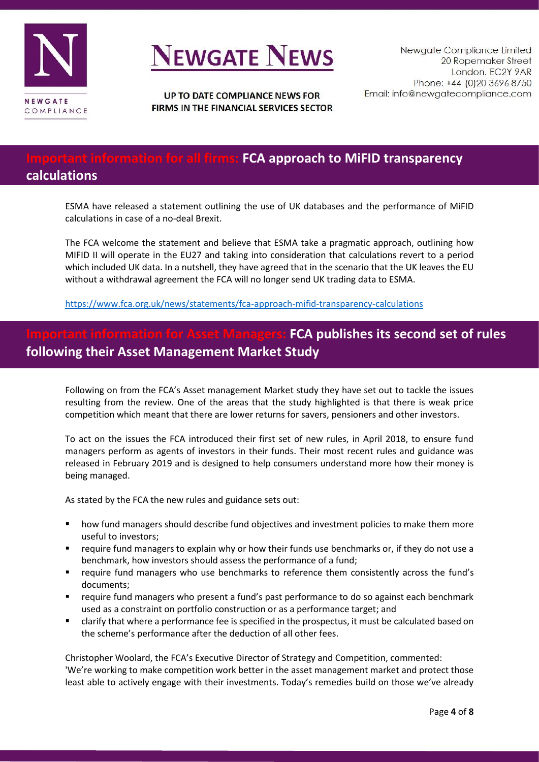## Important information for all firms: FCA approach to MiFID transparency calculations

ESMA have released a statement outlining the use of UK databases and the performance of MiFID calculations in case of a no-deal Brexit.

The FCA welcome the statement and believe that ESMA take a pragmatic approach, outlining how MIFID II will operate in the EU27 and taking into consideration that calculations revert to a period which included UK data. In a nutshell, they have agreed that in the scenario that the UK leaves the EU without a withdrawal agreement the FCA will no longer send UK trading data to ESMA.

https://www.fca.org.uk/news/statements/fca-approach-mifid-transparency-calculations

## Important information for Asset Managers: FCA publishes its second set of rules following their Asset Management Market Study

Following on from the FCA's Asset management Market study they have set out to tackle the issues resulting from the review. One of the areas that the study highlighted is that there is weak price competition which meant that there are lower returns for savers, pensioners and other investors.

To act on the issues the FCA introduced their first set of new rules, in April 2018, to ensure fund managers perform as agents of investors in their funds. Their most recent rules and guidance was released in February 2019 and is designed to help consumers understand more how their money is being managed.

As stated by the FCA the new rules and guidance sets out:

- how fund managers should describe fund objectives and investment policies to make them more useful to investors;
- require fund managers to explain why or how their funds use benchmarks or, if they do not use a benchmark, how investors should assess the performance of a fund;
- require fund managers who use benchmarks to reference them consistently across the fund's documents;
- require fund managers who present a fund's past performance to do so against each benchmark used as a constraint on portfolio construction or as a performance target; and
- clarify that where a performance fee is specified in the prospectus, it must be calculated based on the scheme's performance after the deduction of all other fees.

Christopher Woolard, the FCA's Executive Director of Strategy and Competition, commented:
'We're working to make competition work better in the asset management market and protect those least able to actively engage with their investments. Today's remedies build on those we've already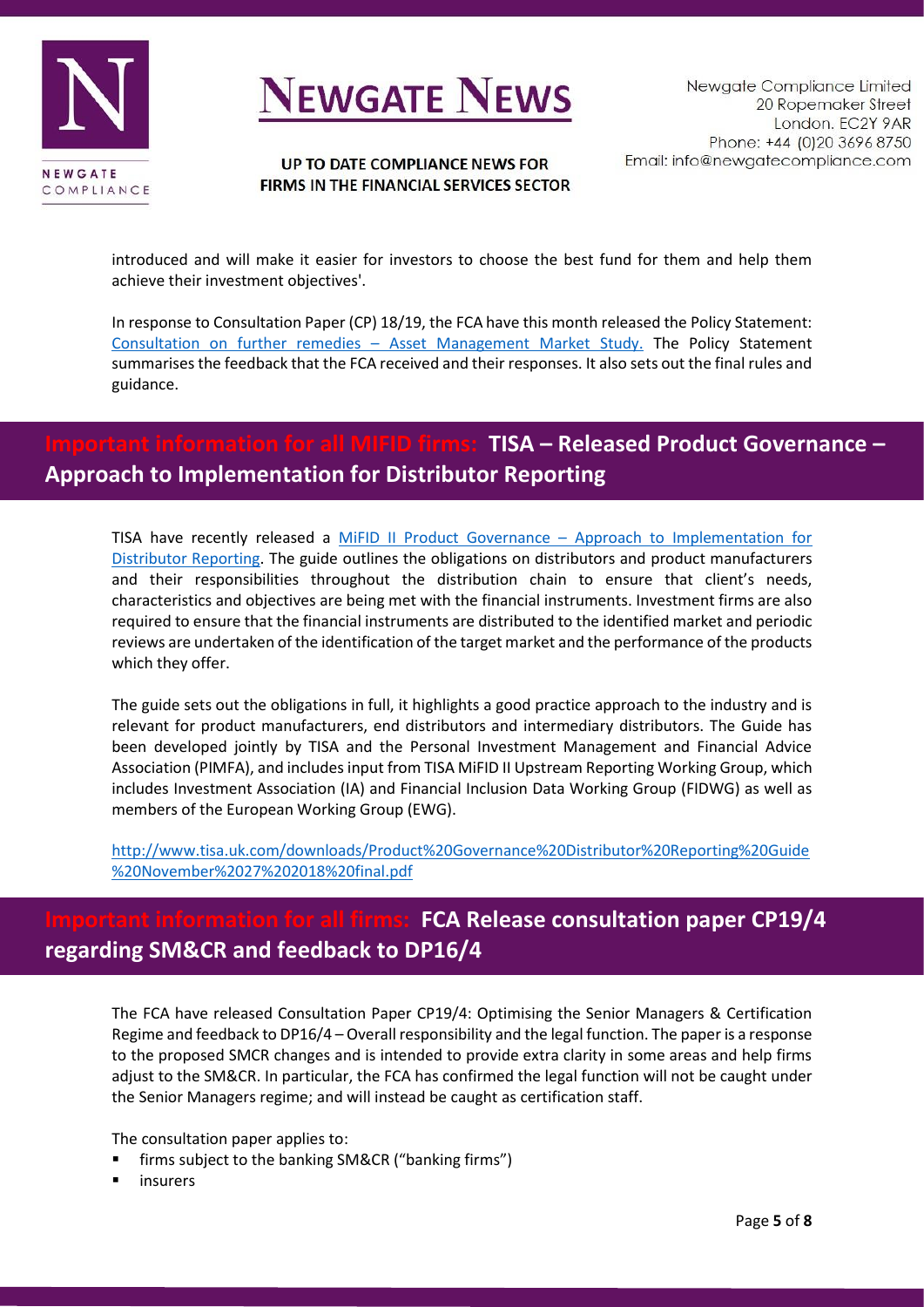introduced and will make it easier for investors to choose the best fund for them and help them achieve their investment objectives'.

In response to Consultation Paper (CP) 18/19, the FCA have this month released the Policy Statement: [Consultation on further remedies – Asset Management Market Study.](#) The Policy Statement summarises the feedback that the FCA received and their responses. It also sets out the final rules and guidance.

## Important information for all MIFID firms: TISA – Released Product Governance – Approach to Implementation for Distributor Reporting

TISA have recently released a [MiFID II Product Governance – Approach to Implementation for Distributor Reporting](#). The guide outlines the obligations on distributors and product manufacturers and their responsibilities throughout the distribution chain to ensure that client's needs, characteristics and objectives are being met with the financial instruments. Investment firms are also required to ensure that the financial instruments are distributed to the identified market and periodic reviews are undertaken of the identification of the target market and the performance of the products which they offer.

The guide sets out the obligations in full, it highlights a good practice approach to the industry and is relevant for product manufacturers, end distributors and intermediary distributors. The Guide has been developed jointly by TISA and the Personal Investment Management and Financial Advice Association (PIMFA), and includes input from TISA MiFID II Upstream Reporting Working Group, which includes Investment Association (IA) and Financial Inclusion Data Working Group (FIDWG) as well as members of the European Working Group (EWG).

http://www.tisa.uk.com/downloads/Product%20Governance%20Distributor%20Reporting%20Guide%20November%2027%202018%20final.pdf

## Important information for all firms: FCA Release consultation paper CP19/4 regarding SM&CR and feedback to DP16/4

The FCA have released Consultation Paper CP19/4: Optimising the Senior Managers & Certification Regime and feedback to DP16/4 – Overall responsibility and the legal function. The paper is a response to the proposed SMCR changes and is intended to provide extra clarity in some areas and help firms adjust to the SM&CR. In particular, the FCA has confirmed the legal function will not be caught under the Senior Managers regime; and will instead be caught as certification staff.

The consultation paper applies to:

- firms subject to the banking SM&CR ("banking firms")
- insurers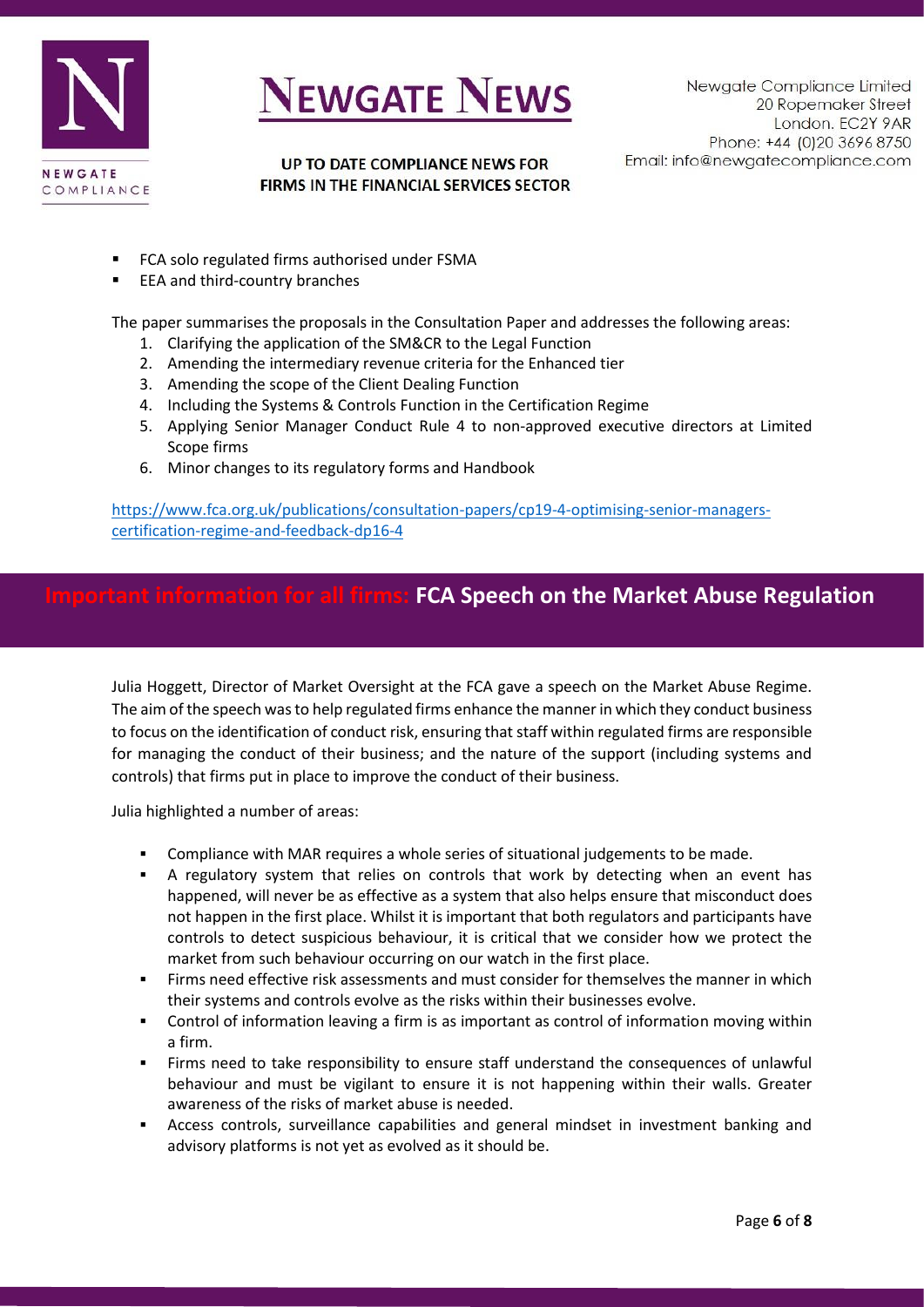- FCA solo regulated firms authorised under FSMA
- EEA and third-country branches

The paper summarises the proposals in the Consultation Paper and addresses the following areas:

1. Clarifying the application of the SM&CR to the Legal Function
2. Amending the intermediary revenue criteria for the Enhanced tier
3. Amending the scope of the Client Dealing Function
4. Including the Systems & Controls Function in the Certification Regime
5. Applying Senior Manager Conduct Rule 4 to non-approved executive directors at Limited Scope firms
6. Minor changes to its regulatory forms and Handbook

https://www.fca.org.uk/publications/consultation-papers/cp19-4-optimising-senior-managers-certification-regime-and-feedback-dp16-4

## Important information for all firms: FCA Speech on the Market Abuse Regulation

Julia Hoggett, Director of Market Oversight at the FCA gave a speech on the Market Abuse Regime. The aim of the speech was to help regulated firms enhance the manner in which they conduct business to focus on the identification of conduct risk, ensuring that staff within regulated firms are responsible for managing the conduct of their business; and the nature of the support (including systems and controls) that firms put in place to improve the conduct of their business.

Julia highlighted a number of areas:

- Compliance with MAR requires a whole series of situational judgements to be made.
- A regulatory system that relies on controls that work by detecting when an event has happened, will never be as effective as a system that also helps ensure that misconduct does not happen in the first place. Whilst it is important that both regulators and participants have controls to detect suspicious behaviour, it is critical that we consider how we protect the market from such behaviour occurring on our watch in the first place.
- Firms need effective risk assessments and must consider for themselves the manner in which their systems and controls evolve as the risks within their businesses evolve.
- Control of information leaving a firm is as important as control of information moving within a firm.
- Firms need to take responsibility to ensure staff understand the consequences of unlawful behaviour and must be vigilant to ensure it is not happening within their walls. Greater awareness of the risks of market abuse is needed.
- Access controls, surveillance capabilities and general mindset in investment banking and advisory platforms is not yet as evolved as it should be.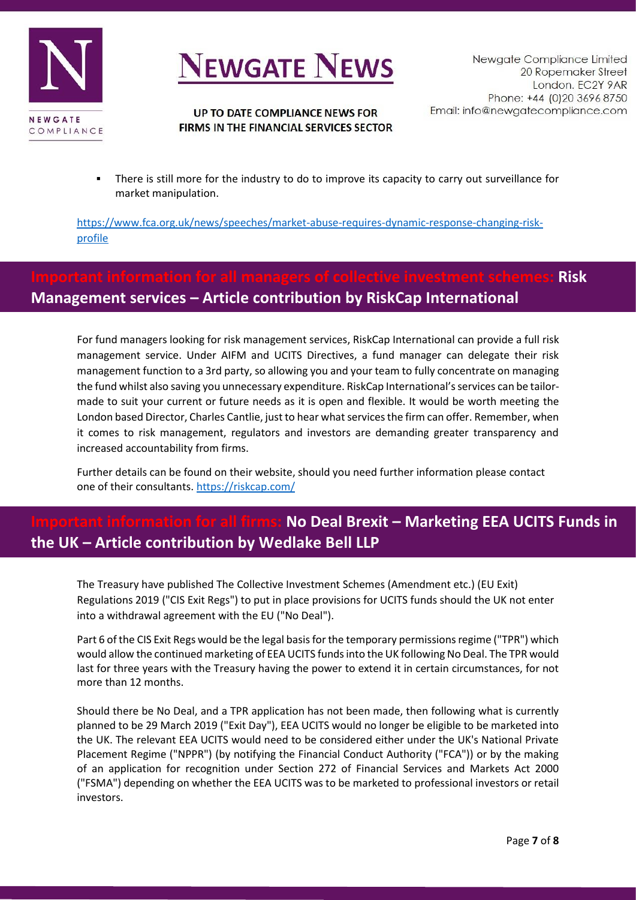- There is still more for the industry to do to improve its capacity to carry out surveillance for market manipulation.

https://www.fca.org.uk/news/speeches/market-abuse-requires-dynamic-response-changing-risk-profile

## Important information for all managers of collective investment schemes: Risk Management services – Article contribution by RiskCap International

For fund managers looking for risk management services, RiskCap International can provide a full risk management service. Under AIFM and UCITS Directives, a fund manager can delegate their risk management function to a 3rd party, so allowing you and your team to fully concentrate on managing the fund whilst also saving you unnecessary expenditure. RiskCap International's services can be tailor-made to suit your current or future needs as it is open and flexible. It would be worth meeting the London based Director, Charles Cantlie, just to hear what services the firm can offer. Remember, when it comes to risk management, regulators and investors are demanding greater transparency and increased accountability from firms.

Further details can be found on their website, should you need further information please contact one of their consultants. https://riskcap.com/

## Important information for all firms: No Deal Brexit – Marketing EEA UCITS Funds in the UK – Article contribution by Wedlake Bell LLP

The Treasury have published The Collective Investment Schemes (Amendment etc.) (EU Exit) Regulations 2019 ("CIS Exit Regs") to put in place provisions for UCITS funds should the UK not enter into a withdrawal agreement with the EU ("No Deal").

Part 6 of the CIS Exit Regs would be the legal basis for the temporary permissions regime ("TPR") which would allow the continued marketing of EEA UCITS funds into the UK following No Deal. The TPR would last for three years with the Treasury having the power to extend it in certain circumstances, for not more than 12 months.

Should there be No Deal, and a TPR application has not been made, then following what is currently planned to be 29 March 2019 ("Exit Day"), EEA UCITS would no longer be eligible to be marketed into the UK. The relevant EEA UCITS would need to be considered either under the UK's National Private Placement Regime ("NPPR") (by notifying the Financial Conduct Authority ("FCA")) or by the making of an application for recognition under Section 272 of Financial Services and Markets Act 2000 ("FSMA") depending on whether the EEA UCITS was to be marketed to professional investors or retail investors.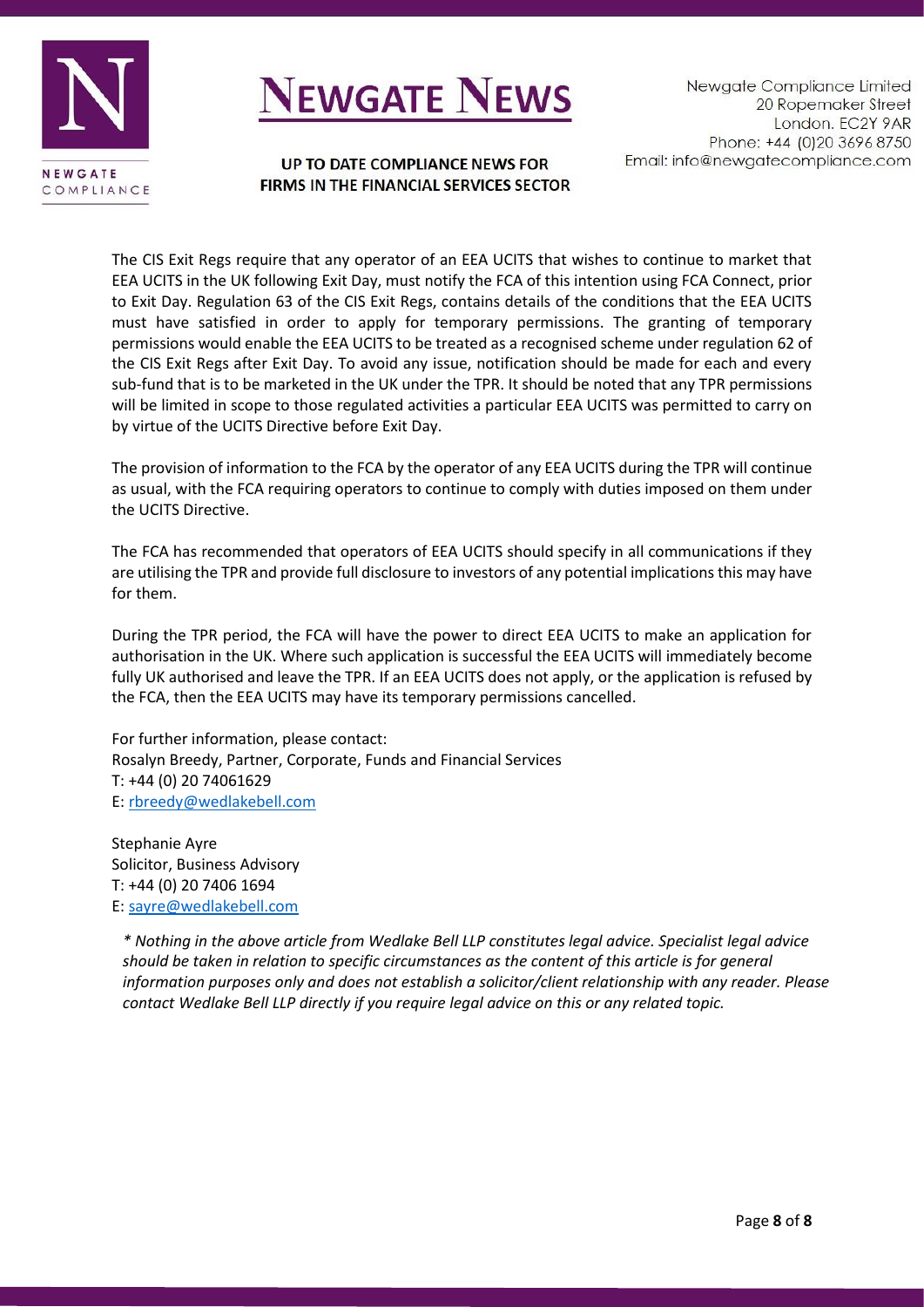The CIS Exit Regs require that any operator of an EEA UCITS that wishes to continue to market that EEA UCITS in the UK following Exit Day, must notify the FCA of this intention using FCA Connect, prior to Exit Day. Regulation 63 of the CIS Exit Regs, contains details of the conditions that the EEA UCITS must have satisfied in order to apply for temporary permissions. The granting of temporary permissions would enable the EEA UCITS to be treated as a recognised scheme under regulation 62 of the CIS Exit Regs after Exit Day. To avoid any issue, notification should be made for each and every sub-fund that is to be marketed in the UK under the TPR. It should be noted that any TPR permissions will be limited in scope to those regulated activities a particular EEA UCITS was permitted to carry on by virtue of the UCITS Directive before Exit Day.

The provision of information to the FCA by the operator of any EEA UCITS during the TPR will continue as usual, with the FCA requiring operators to continue to comply with duties imposed on them under the UCITS Directive.

The FCA has recommended that operators of EEA UCITS should specify in all communications if they are utilising the TPR and provide full disclosure to investors of any potential implications this may have for them.

During the TPR period, the FCA will have the power to direct EEA UCITS to make an application for authorisation in the UK. Where such application is successful the EEA UCITS will immediately become fully UK authorised and leave the TPR. If an EEA UCITS does not apply, or the application is refused by the FCA, then the EEA UCITS may have its temporary permissions cancelled.

For further information, please contact:
Rosalyn Breedy, Partner, Corporate, Funds and Financial Services
T: +44 (0) 20 74061629
E: rbreedy@wedlakebell.com

Stephanie Ayre
Solicitor, Business Advisory
T: +44 (0) 20 7406 1694
E: sayre@wedlakebell.com

*\* Nothing in the above article from Wedlake Bell LLP constitutes legal advice. Specialist legal advice should be taken in relation to specific circumstances as the content of this article is for general information purposes only and does not establish a solicitor/client relationship with any reader. Please contact Wedlake Bell LLP directly if you require legal advice on this or any related topic.*